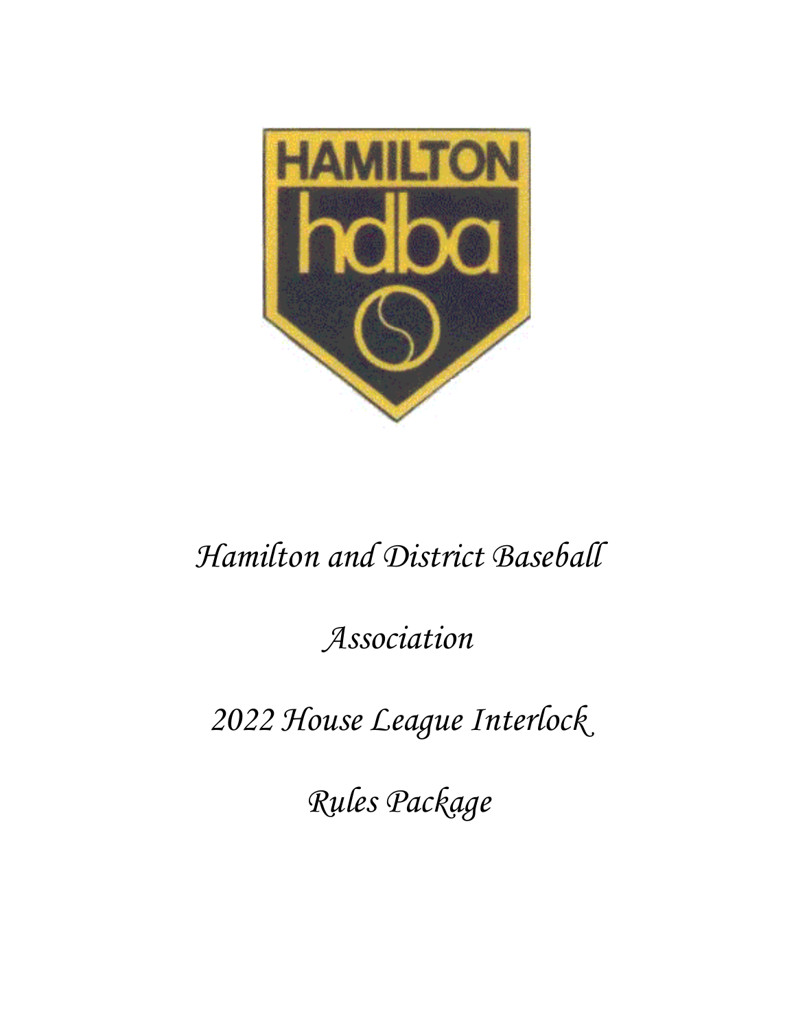HAMILTON

hdba

# *Hamilton and District Baseball Association*

# *2022 House League Interlock*

# *Rules Package*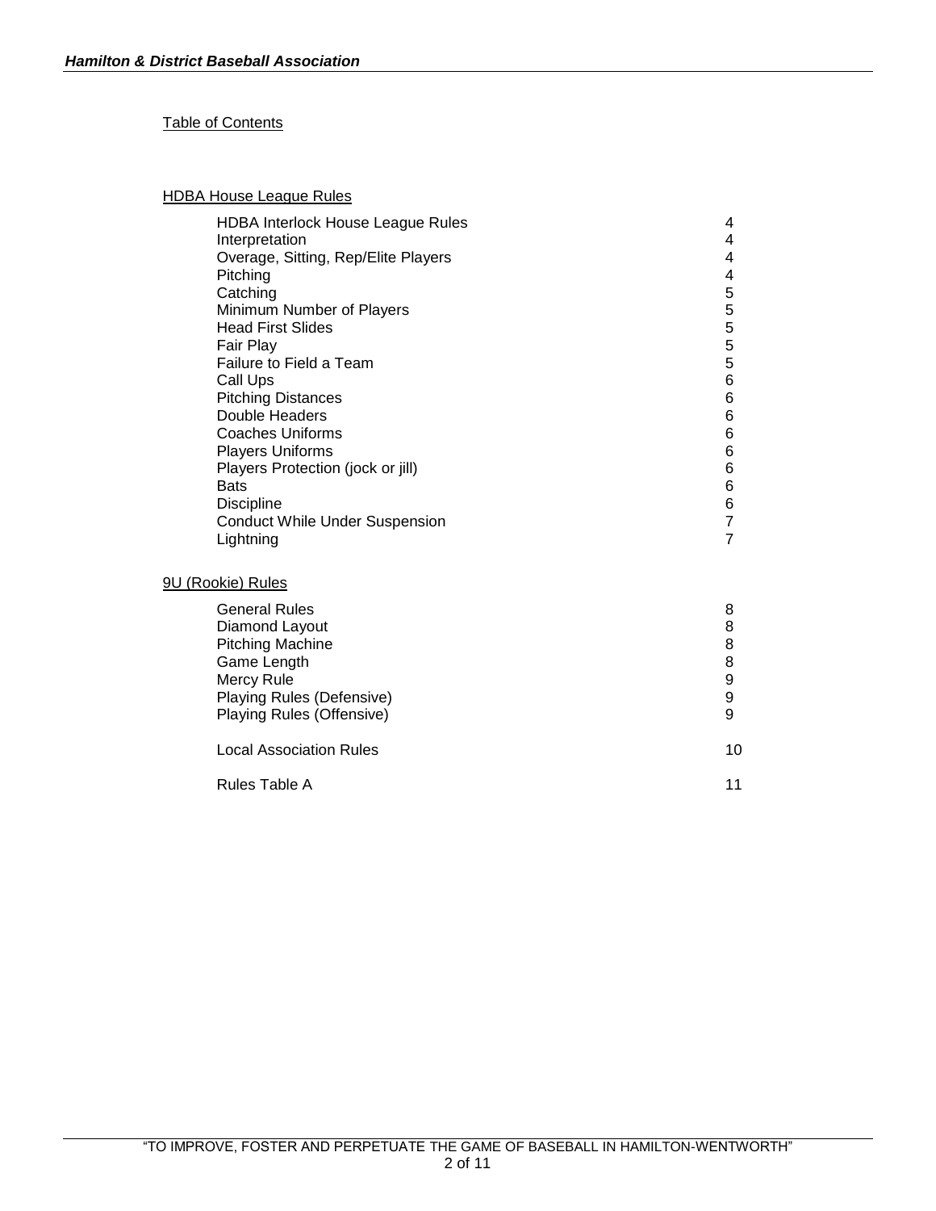## Table of Contents

### HDBA House League Rules

| | |
|---|---|
| HDBA Interlock House League Rules | 4 |
| Interpretation | 4 |
| Overage, Sitting, Rep/Elite Players | 4 |
| Pitching | 4 |
| Catching | 5 |
| Minimum Number of Players | 5 |
| Head First Slides | 5 |
| Fair Play | 5 |
| Failure to Field a Team | 5 |
| Call Ups | 6 |
| Pitching Distances | 6 |
| Double Headers | 6 |
| Coaches Uniforms | 6 |
| Players Uniforms | 6 |
| Players Protection (jock or jill) | 6 |
| Bats | 6 |
| Discipline | 6 |
| Conduct While Under Suspension | 7 |
| Lightning | 7 |

### 9U (Rookie) Rules

| | |
|---|---|
| General Rules | 8 |
| Diamond Layout | 8 |
| Pitching Machine | 8 |
| Game Length | 8 |
| Mercy Rule | 9 |
| Playing Rules (Defensive) | 9 |
| Playing Rules (Offensive) | 9 |
| Local Association Rules | 10 |
| Rules Table A | 11 |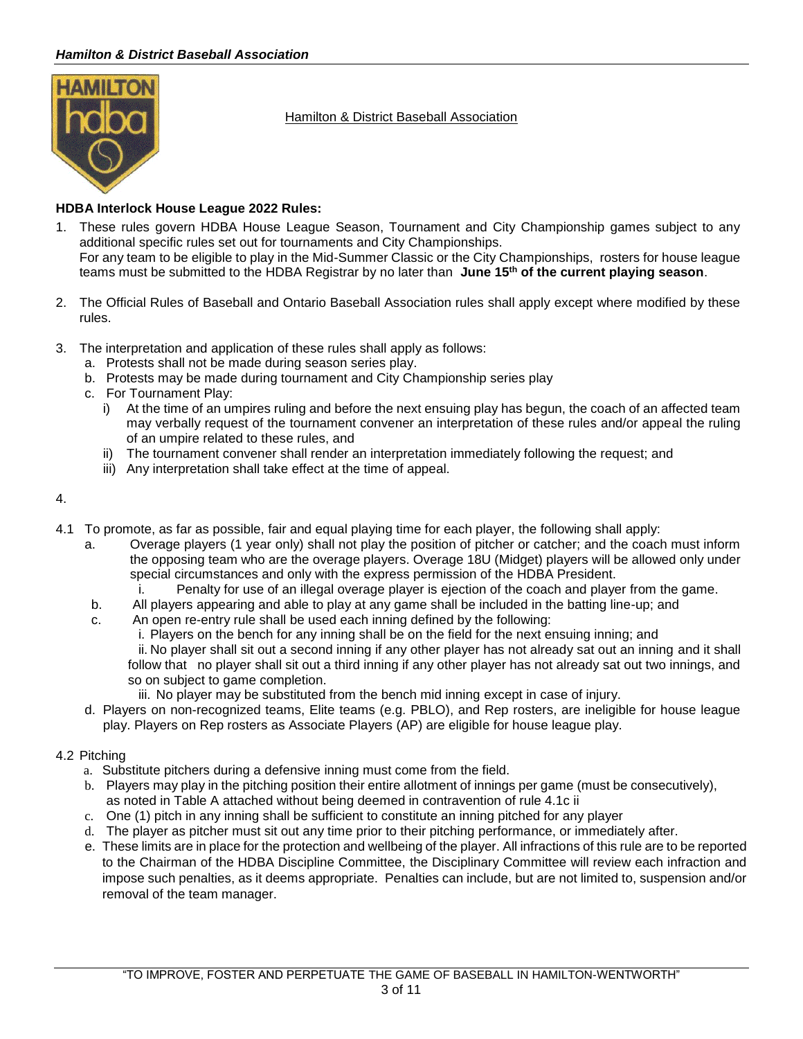Hamilton & District Baseball Association

**HDBA Interlock House League 2022 Rules:**

1. These rules govern HDBA House League Season, Tournament and City Championship games subject to any additional specific rules set out for tournaments and City Championships.
   For any team to be eligible to play in the Mid-Summer Classic or the City Championships, rosters for house league teams must be submitted to the HDBA Registrar by no later than **June 15th of the current playing season**.

2. The Official Rules of Baseball and Ontario Baseball Association rules shall apply except where modified by these rules.

3. The interpretation and application of these rules shall apply as follows:
   a. Protests shall not be made during season series play.
   b. Protests may be made during tournament and City Championship series play
   c. For Tournament Play:
      i) At the time of an umpires ruling and before the next ensuing play has begun, the coach of an affected team may verbally request of the tournament convener an interpretation of these rules and/or appeal the ruling of an umpire related to these rules, and
      ii) The tournament convener shall render an interpretation immediately following the request; and
      iii) Any interpretation shall take effect at the time of appeal.

4.

4.1 To promote, as far as possible, fair and equal playing time for each player, the following shall apply:
   a. Overage players (1 year only) shall not play the position of pitcher or catcher; and the coach must inform the opposing team who are the overage players. Overage 18U (Midget) players will be allowed only under special circumstances and only with the express permission of the HDBA President.
      i. Penalty for use of an illegal overage player is ejection of the coach and player from the game.
   b. All players appearing and able to play at any game shall be included in the batting line-up; and
   c. An open re-entry rule shall be used each inning defined by the following:
      i. Players on the bench for any inning shall be on the field for the next ensuing inning; and
      ii. No player shall sit out a second inning if any other player has not already sat out an inning and it shall follow that no player shall sit out a third inning if any other player has not already sat out two innings, and so on subject to game completion.
      iii. No player may be substituted from the bench mid inning except in case of injury.
   d. Players on non-recognized teams, Elite teams (e.g. PBLO), and Rep rosters, are ineligible for house league play. Players on Rep rosters as Associate Players (AP) are eligible for house league play.

4.2 Pitching
   a. Substitute pitchers during a defensive inning must come from the field.
   b. Players may play in the pitching position their entire allotment of innings per game (must be consecutively), as noted in Table A attached without being deemed in contravention of rule 4.1c ii
   c. One (1) pitch in any inning shall be sufficient to constitute an inning pitched for any player
   d. The player as pitcher must sit out any time prior to their pitching performance, or immediately after.
   e. These limits are in place for the protection and wellbeing of the player. All infractions of this rule are to be reported to the Chairman of the HDBA Discipline Committee, the Disciplinary Committee will review each infraction and impose such penalties, as it deems appropriate. Penalties can include, but are not limited to, suspension and/or removal of the team manager.

"TO IMPROVE, FOSTER AND PERPETUATE THE GAME OF BASEBALL IN HAMILTON-WENTWORTH"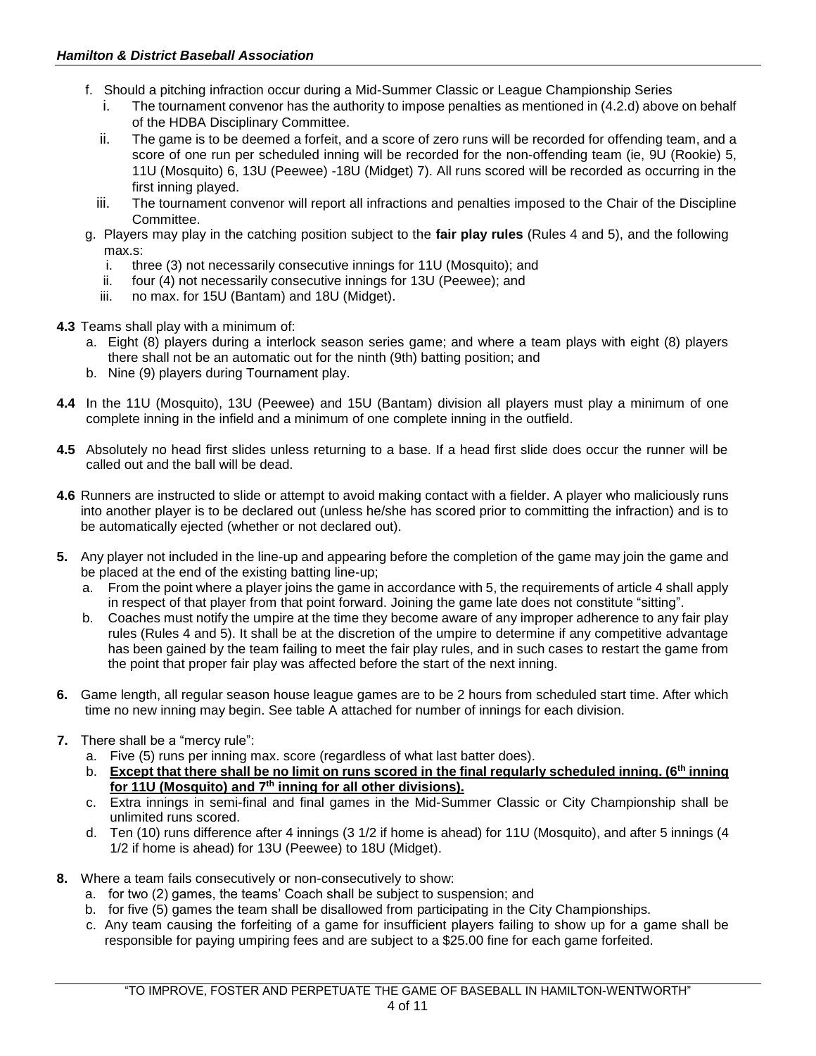f. Should a pitching infraction occur during a Mid-Summer Classic or League Championship Series
   i. The tournament convenor has the authority to impose penalties as mentioned in (4.2.d) above on behalf of the HDBA Disciplinary Committee.
   ii. The game is to be deemed a forfeit, and a score of zero runs will be recorded for offending team, and a score of one run per scheduled inning will be recorded for the non-offending team (ie, 9U (Rookie) 5, 11U (Mosquito) 6, 13U (Peewee) -18U (Midget) 7). All runs scored will be recorded as occurring in the first inning played.
   iii. The tournament convenor will report all infractions and penalties imposed to the Chair of the Discipline Committee.

g. Players may play in the catching position subject to the **fair play rules** (Rules 4 and 5), and the following max.s:
   i. three (3) not necessarily consecutive innings for 11U (Mosquito); and
   ii. four (4) not necessarily consecutive innings for 13U (Peewee); and
   iii. no max. for 15U (Bantam) and 18U (Midget).

**4.3** Teams shall play with a minimum of:

a. Eight (8) players during a interlock season series game; and where a team plays with eight (8) players there shall not be an automatic out for the ninth (9th) batting position; and
b. Nine (9) players during Tournament play.

**4.4** In the 11U (Mosquito), 13U (Peewee) and 15U (Bantam) division all players must play a minimum of one complete inning in the infield and a minimum of one complete inning in the outfield.

**4.5** Absolutely no head first slides unless returning to a base. If a head first slide does occur the runner will be called out and the ball will be dead.

**4.6** Runners are instructed to slide or attempt to avoid making contact with a fielder. A player who maliciously runs into another player is to be declared out (unless he/she has scored prior to committing the infraction) and is to be automatically ejected (whether or not declared out).

**5.** Any player not included in the line-up and appearing before the completion of the game may join the game and be placed at the end of the existing batting line-up;

a. From the point where a player joins the game in accordance with 5, the requirements of article 4 shall apply in respect of that player from that point forward. Joining the game late does not constitute "sitting".
b. Coaches must notify the umpire at the time they become aware of any improper adherence to any fair play rules (Rules 4 and 5). It shall be at the discretion of the umpire to determine if any competitive advantage has been gained by the team failing to meet the fair play rules, and in such cases to restart the game from the point that proper fair play was affected before the start of the next inning.

**6.** Game length, all regular season house league games are to be 2 hours from scheduled start time. After which time no new inning may begin. See table A attached for number of innings for each division.

**7.** There shall be a "mercy rule":

a. Five (5) runs per inning max. score (regardless of what last batter does).
b. **Except that there shall be no limit on runs scored in the final regularly scheduled inning. (6th inning for 11U (Mosquito) and 7th inning for all other divisions).**
c. Extra innings in semi-final and final games in the Mid-Summer Classic or City Championship shall be unlimited runs scored.
d. Ten (10) runs difference after 4 innings (3 1/2 if home is ahead) for 11U (Mosquito), and after 5 innings (4 1/2 if home is ahead) for 13U (Peewee) to 18U (Midget).

**8.** Where a team fails consecutively or non-consecutively to show:

a. for two (2) games, the teams' Coach shall be subject to suspension; and
b. for five (5) games the team shall be disallowed from participating in the City Championships.
c. Any team causing the forfeiting of a game for insufficient players failing to show up for a game shall be responsible for paying umpiring fees and are subject to a $25.00 fine for each game forfeited.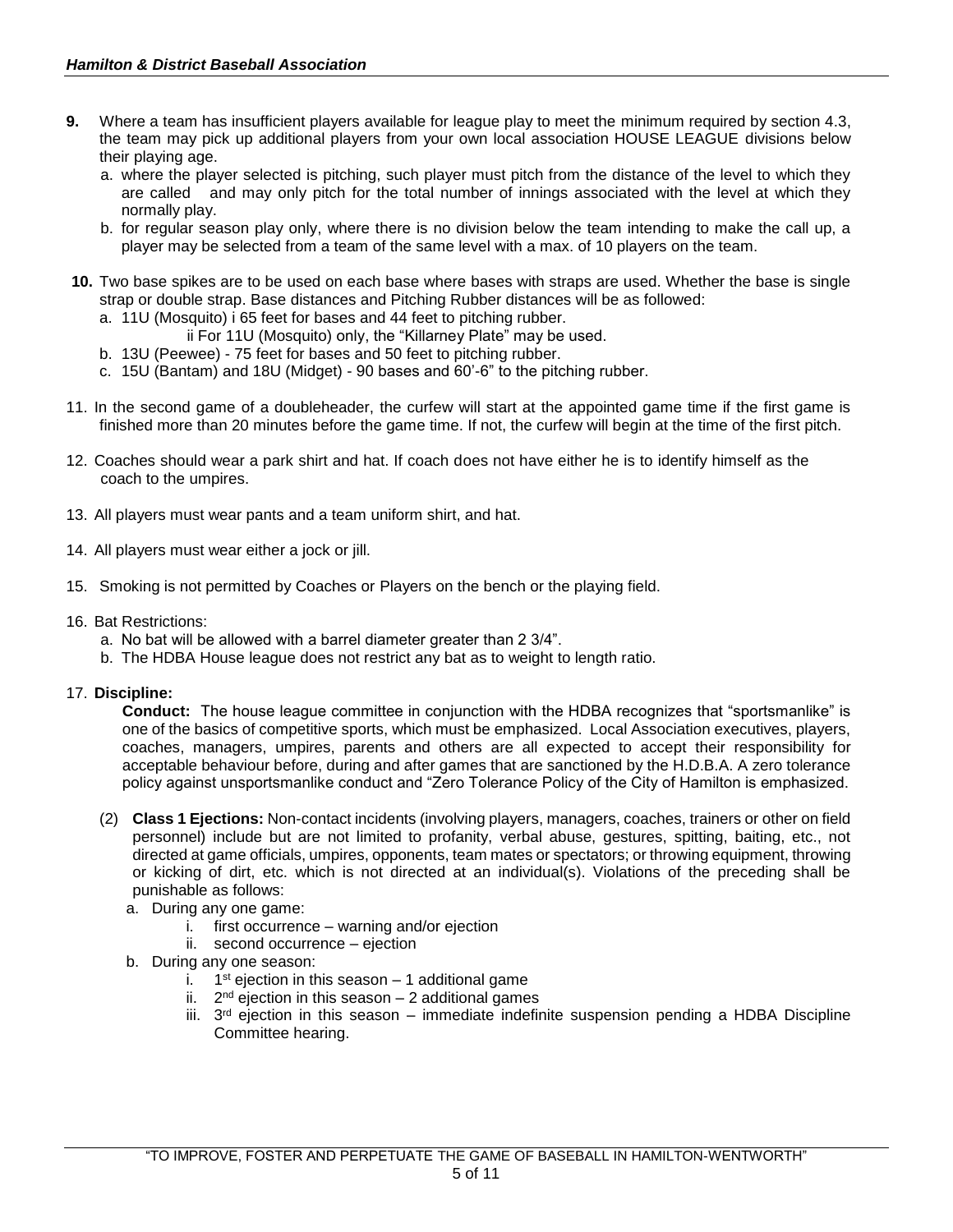**9.** Where a team has insufficient players available for league play to meet the minimum required by section 4.3, the team may pick up additional players from your own local association HOUSE LEAGUE divisions below their playing age.

   a. where the player selected is pitching, such player must pitch from the distance of the level to which they are called and may only pitch for the total number of innings associated with the level at which they normally play.
   
   b. for regular season play only, where there is no division below the team intending to make the call up, a player may be selected from a team of the same level with a max. of 10 players on the team.

**10.** Two base spikes are to be used on each base where bases with straps are used. Whether the base is single strap or double strap. Base distances and Pitching Rubber distances will be as followed:

   a. 11U (Mosquito) i 65 feet for bases and 44 feet to pitching rubber.
      ii For 11U (Mosquito) only, the "Killarney Plate" may be used.
   
   b. 13U (Peewee) - 75 feet for bases and 50 feet to pitching rubber.
   
   c. 15U (Bantam) and 18U (Midget) - 90 bases and 60'-6" to the pitching rubber.

11. In the second game of a doubleheader, the curfew will start at the appointed game time if the first game is finished more than 20 minutes before the game time. If not, the curfew will begin at the time of the first pitch.

12. Coaches should wear a park shirt and hat. If coach does not have either he is to identify himself as the coach to the umpires.

13. All players must wear pants and a team uniform shirt, and hat.

14. All players must wear either a jock or jill.

15. Smoking is not permitted by Coaches or Players on the bench or the playing field.

16. Bat Restrictions:

   a. No bat will be allowed with a barrel diameter greater than 2 3/4".
   
   b. The HDBA House league does not restrict any bat as to weight to length ratio.

17. **Discipline:**

   **Conduct:** The house league committee in conjunction with the HDBA recognizes that "sportsmanlike" is one of the basics of competitive sports, which must be emphasized. Local Association executives, players, coaches, managers, umpires, parents and others are all expected to accept their responsibility for acceptable behaviour before, during and after games that are sanctioned by the H.D.B.A. A zero tolerance policy against unsportsmanlike conduct and "Zero Tolerance Policy of the City of Hamilton is emphasized.

   (2) **Class 1 Ejections:** Non-contact incidents (involving players, managers, coaches, trainers or other on field personnel) include but are not limited to profanity, verbal abuse, gestures, spitting, baiting, etc., not directed at game officials, umpires, opponents, team mates or spectators; or throwing equipment, throwing or kicking of dirt, etc. which is not directed at an individual(s). Violations of the preceding shall be punishable as follows:

   a. During any one game:
      i. first occurrence – warning and/or ejection
      ii. second occurrence – ejection
   
   b. During any one season:
      i. 1st ejection in this season – 1 additional game
      ii. 2nd ejection in this season – 2 additional games
      iii. 3rd ejection in this season – immediate indefinite suspension pending a HDBA Discipline Committee hearing.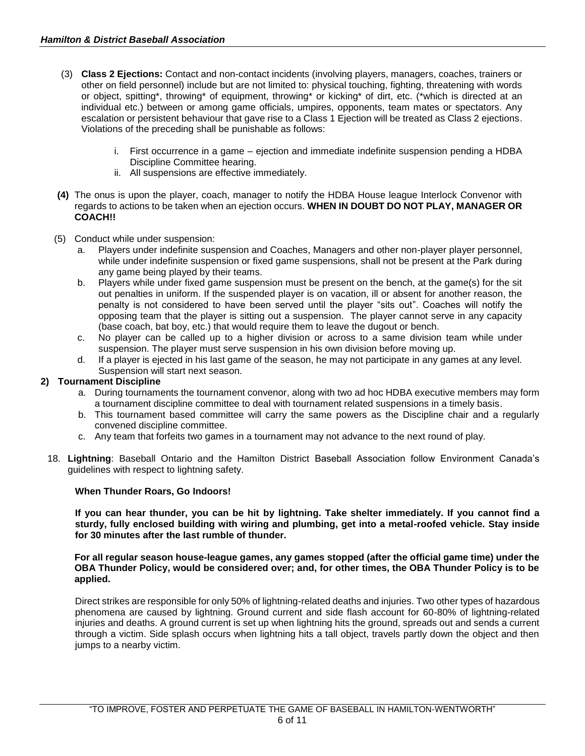(3) **Class 2 Ejections:** Contact and non-contact incidents (involving players, managers, coaches, trainers or other on field personnel) include but are not limited to: physical touching, fighting, threatening with words or object, spitting*, throwing* of equipment, throwing* or kicking* of dirt, etc. (*which is directed at an individual etc.) between or among game officials, umpires, opponents, team mates or spectators. Any escalation or persistent behaviour that gave rise to a Class 1 Ejection will be treated as Class 2 ejections. Violations of the preceding shall be punishable as follows:

   i. First occurrence in a game – ejection and immediate indefinite suspension pending a HDBA Discipline Committee hearing.
   ii. All suspensions are effective immediately.

**(4)** The onus is upon the player, coach, manager to notify the HDBA House league Interlock Convenor with regards to actions to be taken when an ejection occurs. **WHEN IN DOUBT DO NOT PLAY, MANAGER OR COACH!!**

(5) Conduct while under suspension:

   a. Players under indefinite suspension and Coaches, Managers and other non-player player personnel, while under indefinite suspension or fixed game suspensions, shall not be present at the Park during any game being played by their teams.
   b. Players while under fixed game suspension must be present on the bench, at the game(s) for the sit out penalties in uniform. If the suspended player is on vacation, ill or absent for another reason, the penalty is not considered to have been served until the player "sits out". Coaches will notify the opposing team that the player is sitting out a suspension. The player cannot serve in any capacity (base coach, bat boy, etc.) that would require them to leave the dugout or bench.
   c. No player can be called up to a higher division or across to a same division team while under suspension. The player must serve suspension in his own division before moving up.
   d. If a player is ejected in his last game of the season, he may not participate in any games at any level. Suspension will start next season.

**2) Tournament Discipline**

   a. During tournaments the tournament convenor, along with two ad hoc HDBA executive members may form a tournament discipline committee to deal with tournament related suspensions in a timely basis.
   b. This tournament based committee will carry the same powers as the Discipline chair and a regularly convened discipline committee.
   c. Any team that forfeits two games in a tournament may not advance to the next round of play.

18. **Lightning**: Baseball Ontario and the Hamilton District Baseball Association follow Environment Canada's guidelines with respect to lightning safety.

    **When Thunder Roars, Go Indoors!**

    **If you can hear thunder, you can be hit by lightning. Take shelter immediately. If you cannot find a sturdy, fully enclosed building with wiring and plumbing, get into a metal-roofed vehicle. Stay inside for 30 minutes after the last rumble of thunder.**

    **For all regular season house-league games, any games stopped (after the official game time) under the OBA Thunder Policy, would be considered over; and, for other times, the OBA Thunder Policy is to be applied.**

    Direct strikes are responsible for only 50% of lightning-related deaths and injuries. Two other types of hazardous phenomena are caused by lightning. Ground current and side flash account for 60-80% of lightning-related injuries and deaths. A ground current is set up when lightning hits the ground, spreads out and sends a current through a victim. Side splash occurs when lightning hits a tall object, travels partly down the object and then jumps to a nearby victim.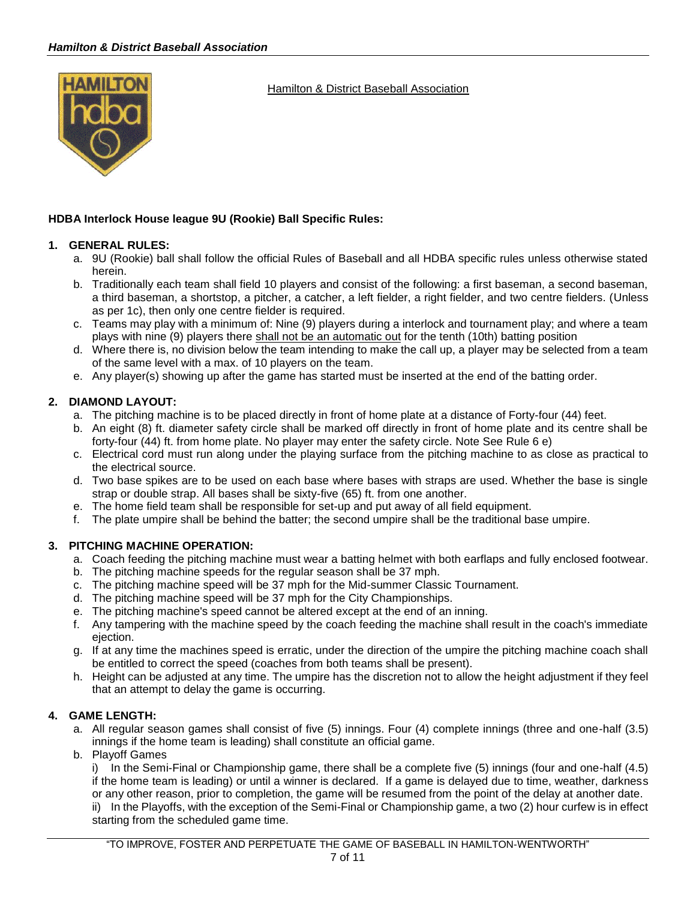Hamilton & District Baseball Association

**HDBA Interlock House league 9U (Rookie) Ball Specific Rules:**

1. **GENERAL RULES:**
   a. 9U (Rookie) ball shall follow the official Rules of Baseball and all HDBA specific rules unless otherwise stated herein.
   b. Traditionally each team shall field 10 players and consist of the following: a first baseman, a second baseman, a third baseman, a shortstop, a pitcher, a catcher, a left fielder, a right fielder, and two centre fielders. (Unless as per 1c), then only one centre fielder is required.
   c. Teams may play with a minimum of: Nine (9) players during a interlock and tournament play; and where a team plays with nine (9) players there shall not be an automatic out for the tenth (10th) batting position
   d. Where there is, no division below the team intending to make the call up, a player may be selected from a team of the same level with a max. of 10 players on the team.
   e. Any player(s) showing up after the game has started must be inserted at the end of the batting order.

2. **DIAMOND LAYOUT:**
   a. The pitching machine is to be placed directly in front of home plate at a distance of Forty-four (44) feet.
   b. An eight (8) ft. diameter safety circle shall be marked off directly in front of home plate and its centre shall be forty-four (44) ft. from home plate. No player may enter the safety circle. Note See Rule 6 e)
   c. Electrical cord must run along under the playing surface from the pitching machine to as close as practical to the electrical source.
   d. Two base spikes are to be used on each base where bases with straps are used. Whether the base is single strap or double strap. All bases shall be sixty-five (65) ft. from one another.
   e. The home field team shall be responsible for set-up and put away of all field equipment.
   f. The plate umpire shall be behind the batter; the second umpire shall be the traditional base umpire.

3. **PITCHING MACHINE OPERATION:**
   a. Coach feeding the pitching machine must wear a batting helmet with both earflaps and fully enclosed footwear.
   b. The pitching machine speeds for the regular season shall be 37 mph.
   c. The pitching machine speed will be 37 mph for the Mid-summer Classic Tournament.
   d. The pitching machine speed will be 37 mph for the City Championships.
   e. The pitching machine's speed cannot be altered except at the end of an inning.
   f. Any tampering with the machine speed by the coach feeding the machine shall result in the coach's immediate ejection.
   g. If at any time the machines speed is erratic, under the direction of the umpire the pitching machine coach shall be entitled to correct the speed (coaches from both teams shall be present).
   h. Height can be adjusted at any time. The umpire has the discretion not to allow the height adjustment if they feel that an attempt to delay the game is occurring.

4. **GAME LENGTH:**
   a. All regular season games shall consist of five (5) innings. Four (4) complete innings (three and one-half (3.5) innings if the home team is leading) shall constitute an official game.
   b. Playoff Games
      i) In the Semi-Final or Championship game, there shall be a complete five (5) innings (four and one-half (4.5) if the home team is leading) or until a winner is declared. If a game is delayed due to time, weather, darkness or any other reason, prior to completion, the game will be resumed from the point of the delay at another date.
      ii) In the Playoffs, with the exception of the Semi-Final or Championship game, a two (2) hour curfew is in effect starting from the scheduled game time.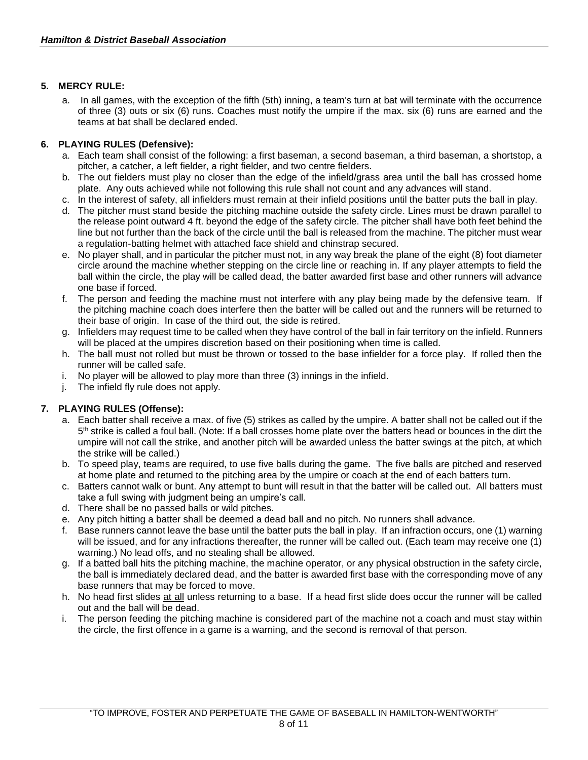## 5. MERCY RULE:

a. In all games, with the exception of the fifth (5th) inning, a team's turn at bat will terminate with the occurrence of three (3) outs or six (6) runs. Coaches must notify the umpire if the max. six (6) runs are earned and the teams at bat shall be declared ended.

## 6. PLAYING RULES (Defensive):

a. Each team shall consist of the following: a first baseman, a second baseman, a third baseman, a shortstop, a pitcher, a catcher, a left fielder, a right fielder, and two centre fielders.
b. The out fielders must play no closer than the edge of the infield/grass area until the ball has crossed home plate. Any outs achieved while not following this rule shall not count and any advances will stand.
c. In the interest of safety, all infielders must remain at their infield positions until the batter puts the ball in play.
d. The pitcher must stand beside the pitching machine outside the safety circle. Lines must be drawn parallel to the release point outward 4 ft. beyond the edge of the safety circle. The pitcher shall have both feet behind the line but not further than the back of the circle until the ball is released from the machine. The pitcher must wear a regulation-batting helmet with attached face shield and chinstrap secured.
e. No player shall, and in particular the pitcher must not, in any way break the plane of the eight (8) foot diameter circle around the machine whether stepping on the circle line or reaching in. If any player attempts to field the ball within the circle, the play will be called dead, the batter awarded first base and other runners will advance one base if forced.
f. The person and feeding the machine must not interfere with any play being made by the defensive team. If the pitching machine coach does interfere then the batter will be called out and the runners will be returned to their base of origin. In case of the third out, the side is retired.
g. Infielders may request time to be called when they have control of the ball in fair territory on the infield. Runners will be placed at the umpires discretion based on their positioning when time is called.
h. The ball must not rolled but must be thrown or tossed to the base infielder for a force play. If rolled then the runner will be called safe.
i. No player will be allowed to play more than three (3) innings in the infield.
j. The infield fly rule does not apply.

## 7. PLAYING RULES (Offense):

a. Each batter shall receive a max. of five (5) strikes as called by the umpire. A batter shall not be called out if the 5th strike is called a foul ball. (Note: If a ball crosses home plate over the batters head or bounces in the dirt the umpire will not call the strike, and another pitch will be awarded unless the batter swings at the pitch, at which the strike will be called.)
b. To speed play, teams are required, to use five balls during the game. The five balls are pitched and reserved at home plate and returned to the pitching area by the umpire or coach at the end of each batters turn.
c. Batters cannot walk or bunt. Any attempt to bunt will result in that the batter will be called out. All batters must take a full swing with judgment being an umpire's call.
d. There shall be no passed balls or wild pitches.
e. Any pitch hitting a batter shall be deemed a dead ball and no pitch. No runners shall advance.
f. Base runners cannot leave the base until the batter puts the ball in play. If an infraction occurs, one (1) warning will be issued, and for any infractions thereafter, the runner will be called out. (Each team may receive one (1) warning.) No lead offs, and no stealing shall be allowed.
g. If a batted ball hits the pitching machine, the machine operator, or any physical obstruction in the safety circle, the ball is immediately declared dead, and the batter is awarded first base with the corresponding move of any base runners that may be forced to move.
h. No head first slides at all unless returning to a base. If a head first slide does occur the runner will be called out and the ball will be dead.
i. The person feeding the pitching machine is considered part of the machine not a coach and must stay within the circle, the first offence in a game is a warning, and the second is removal of that person.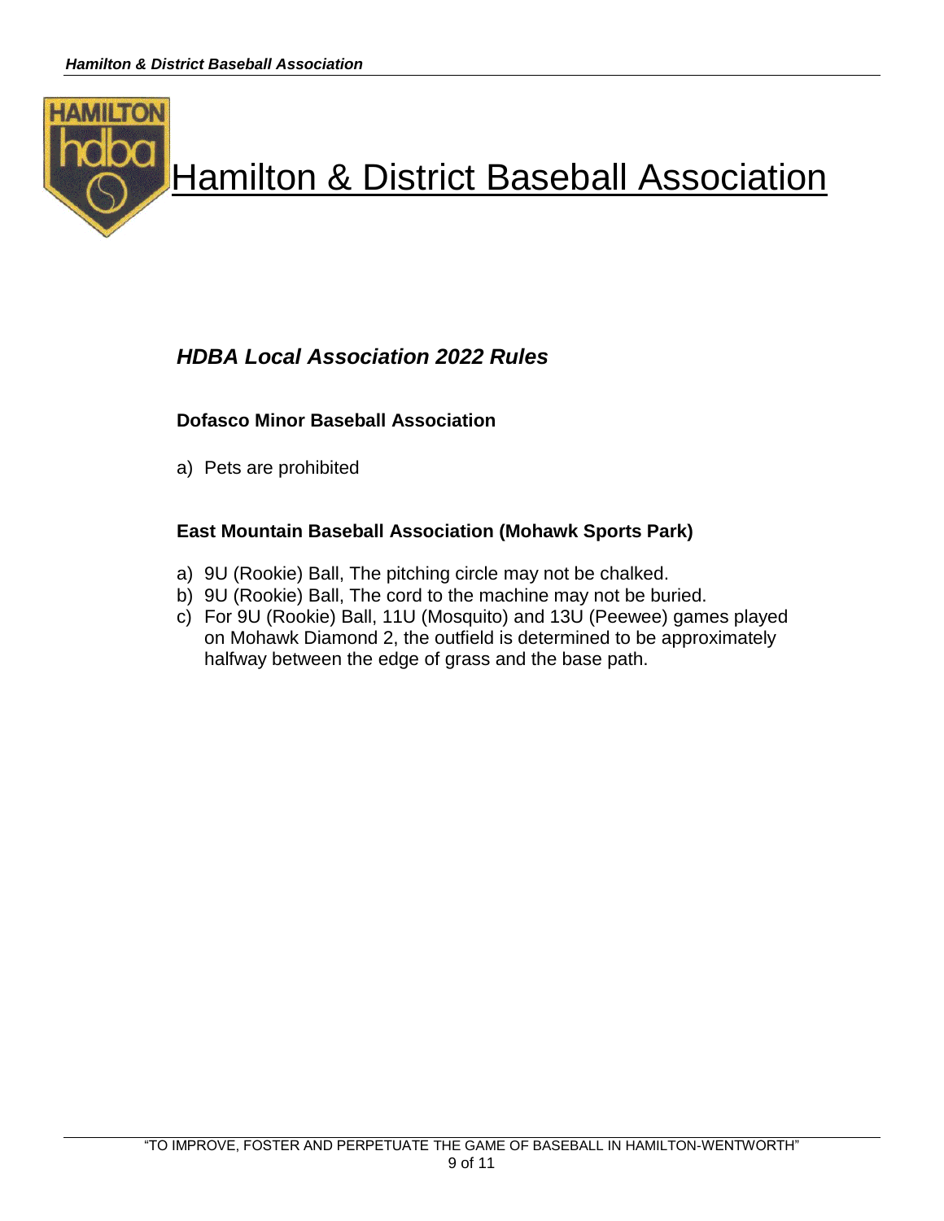# Hamilton & District Baseball Association

## *HDBA Local Association 2022 Rules*

### Dofasco Minor Baseball Association

a) Pets are prohibited

### East Mountain Baseball Association (Mohawk Sports Park)

a) 9U (Rookie) Ball, The pitching circle may not be chalked.
b) 9U (Rookie) Ball, The cord to the machine may not be buried.
c) For 9U (Rookie) Ball, 11U (Mosquito) and 13U (Peewee) games played on Mohawk Diamond 2, the outfield is determined to be approximately halfway between the edge of grass and the base path.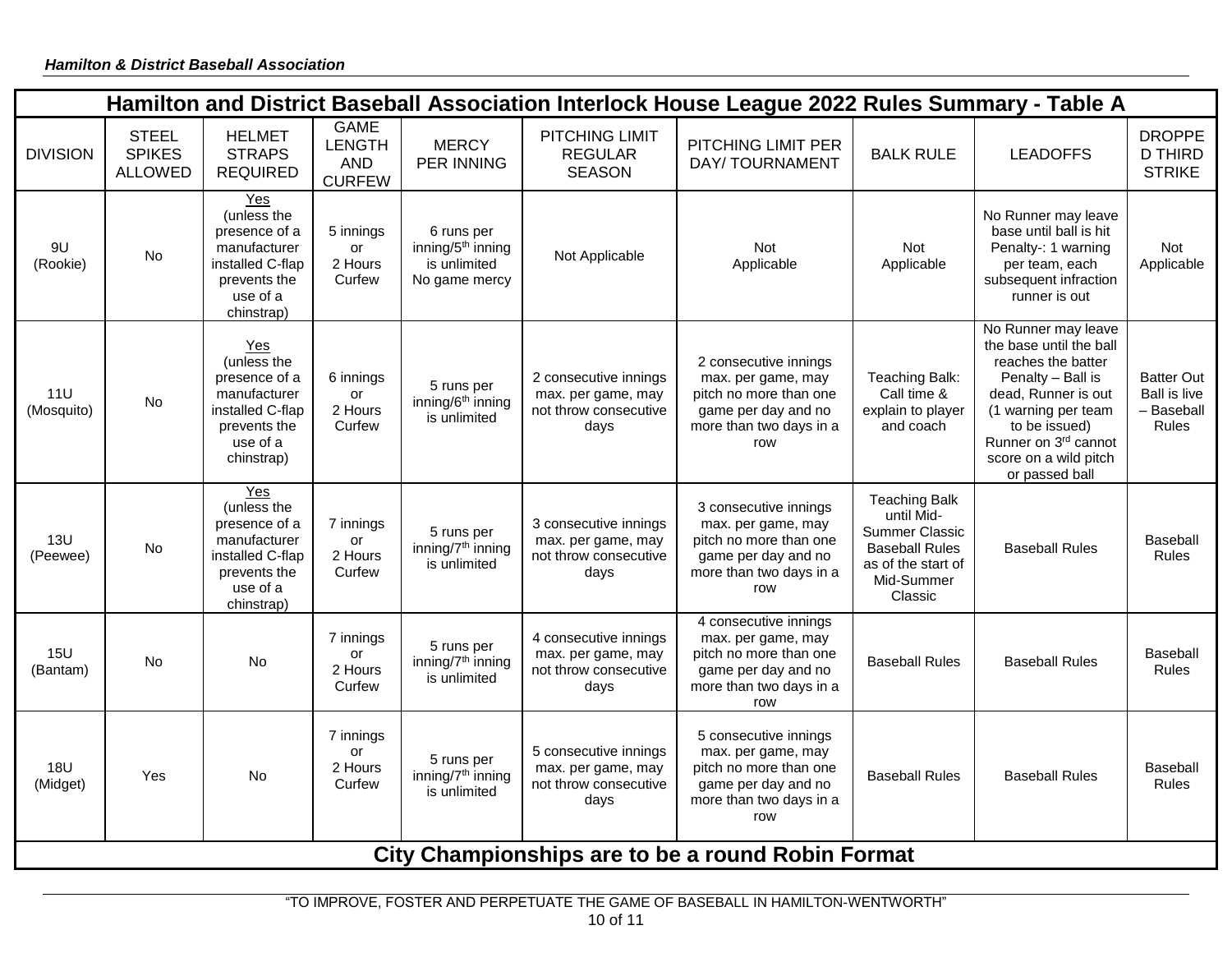## Hamilton and District Baseball Association Interlock House League 2022 Rules Summary - Table A

| DIVISION | STEEL SPIKES ALLOWED | HELMET STRAPS REQUIRED | GAME LENGTH AND CURFEW | MERCY PER INNING | PITCHING LIMIT REGULAR SEASON | PITCHING LIMIT PER DAY/ TOURNAMENT | BALK RULE | LEADOFFS | DROPPED THIRD STRIKE |
|---|---|---|---|---|---|---|---|---|---|
| 9U (Rookie) | No | Yes (unless the presence of a manufacturer installed C-flap prevents the use of a chinstrap) | 5 innings or 2 Hours Curfew | 6 runs per inning/5th inning is unlimited No game mercy | Not Applicable | Not Applicable | Not Applicable | No Runner may leave base until ball is hit Penalty-: 1 warning per team, each subsequent infraction runner is out | Not Applicable |
| 11U (Mosquito) | No | Yes (unless the presence of a manufacturer installed C-flap prevents the use of a chinstrap) | 6 innings or 2 Hours Curfew | 5 runs per inning/6th inning is unlimited | 2 consecutive innings max. per game, may not throw consecutive days | 2 consecutive innings max. per game, may pitch no more than one game per day and no more than two days in a row | Teaching Balk: Call time & explain to player and coach | No Runner may leave the base until the ball reaches the batter Penalty – Ball is dead, Runner is out (1 warning per team to be issued) Runner on 3rd cannot score on a wild pitch or passed ball | Batter Out Ball is live – Baseball Rules |
| 13U (Peewee) | No | Yes (unless the presence of a manufacturer installed C-flap prevents the use of a chinstrap) | 7 innings or 2 Hours Curfew | 5 runs per inning/7th inning is unlimited | 3 consecutive innings max. per game, may not throw consecutive days | 3 consecutive innings max. per game, may pitch no more than one game per day and no more than two days in a row | Teaching Balk until Mid-Summer Classic Baseball Rules as of the start of Mid-Summer Classic | Baseball Rules | Baseball Rules |
| 15U (Bantam) | No | No | 7 innings or 2 Hours Curfew | 5 runs per inning/7th inning is unlimited | 4 consecutive innings max. per game, may not throw consecutive days | 4 consecutive innings max. per game, may pitch no more than one game per day and no more than two days in a row | Baseball Rules | Baseball Rules | Baseball Rules |
| 18U (Midget) | Yes | No | 7 innings or 2 Hours Curfew | 5 runs per inning/7th inning is unlimited | 5 consecutive innings max. per game, may not throw consecutive days | 5 consecutive innings max. per game, may pitch no more than one game per day and no more than two days in a row | Baseball Rules | Baseball Rules | Baseball Rules |

**City Championships are to be a round Robin Format**